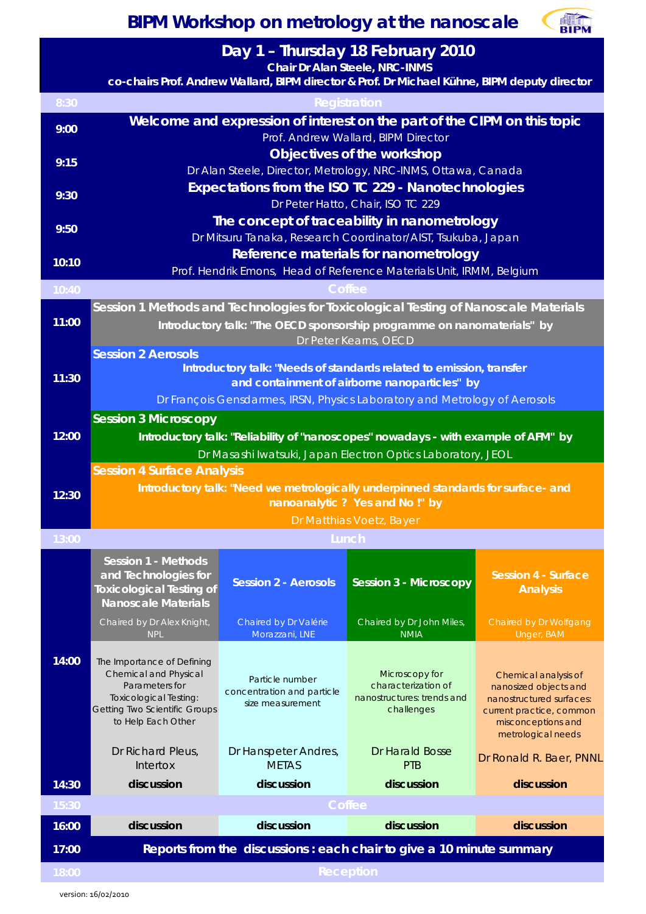# BIPM Workshop on metrology at the nanoscale

## Day 1 – Thursday 18 February 2010

**Chair Dr Alan Steele, NRC-INMS**

**co-chairs Prof. Andrew Wallard, BIPM director & Prof. Dr Michael Kühne, BIPM deputy director**

| Time | Programme |
|---|---|
| 8:30 | Registration |
| 9:00 | **Welcome and expression of interest on the part of the CIPM on this topic** Prof. Andrew Wallard, BIPM Director |
| 9:15 | **Objectives of the workshop** Dr Alan Steele, Director, Metrology, NRC-INMS, Ottawa, Canada |
| 9:30 | **Expectations from the ISO TC 229 - Nanotechnologies** Dr Peter Hatto, Chair, ISO TC 229 |
| 9:50 | **The concept of traceability in nanometrology** Dr Mitsuru Tanaka, Research Coordinator/AIST, Tsukuba, Japan |
| 10:10 | **Reference materials for nanometrology** Prof. Hendrik Emons, Head of Reference Materials Unit, IRMM, Belgium |
| 10:40 | Coffee |
| 11:00 | **Session 1 Methods and Technologies for Toxicological Testing of Nanoscale Materials** Introductory talk: "The OECD sponsorship programme on nanomaterials" by Dr Peter Kearns, OECD |
| 11:30 | **Session 2 Aerosols** Introductory talk: "Needs of standards related to emission, transfer and containment of airborne nanoparticles" by Dr François Gensdarmes, IRSN, Physics Laboratory and Metrology of Aerosols |
| 12:00 | **Session 3 Microscopy** Introductory talk: "Reliability of "nanoscopes" nowadays - with example of AFM" by Dr Masashi Iwatsuki, Japan Electron Optics Laboratory, JEOL |
| 12:30 | **Session 4 Surface Analysis** Introductory talk: "Need we metrologically underpinned standards for surface- and nanoanalytic ? Yes and No !" by Dr Matthias Voetz, Bayer |
| 13:00 | Lunch |

| Time | Session 1 - Methods and Technologies for Toxicological Testing of Nanoscale Materials | Session 2 - Aerosols | Session 3 - Microscopy | Session 4 - Surface Analysis |
|---|---|---|---|---|
| | Chaired by Dr Alex Knight, NPL | Chaired by Dr Valérie Morazzani, LNE | Chaired by Dr John Miles, NMIA | Chaired by Dr Wolfgang Unger, BAM |
| 14:00 | The Importance of Defining Chemical and Physical Parameters for Toxicological Testing: Getting Two Scientific Groups to Help Each Other | Particle number concentration and particle size measurement | Microscopy for characterization of nanostructures: trends and challenges | Chemical analysis of nanosized objects and nanostructured surfaces: current practice, common misconceptions and metrological needs |
| | Dr Richard Pleus, Intertox | Dr Hanspeter Andres, METAS | Dr Harald Bosse PTB | Dr Ronald R. Baer, PNNL |
| 14:30 | **discussion** | **discussion** | **discussion** | **discussion** |
| 15:30 | Coffee | | | |
| 16:00 | **discussion** | **discussion** | **discussion** | **discussion** |
| 17:00 | **Reports from the discussions : each chair to give a 10 minute summary** | | | |
| 18:00 | Reception | | | |

version: 16/02/2010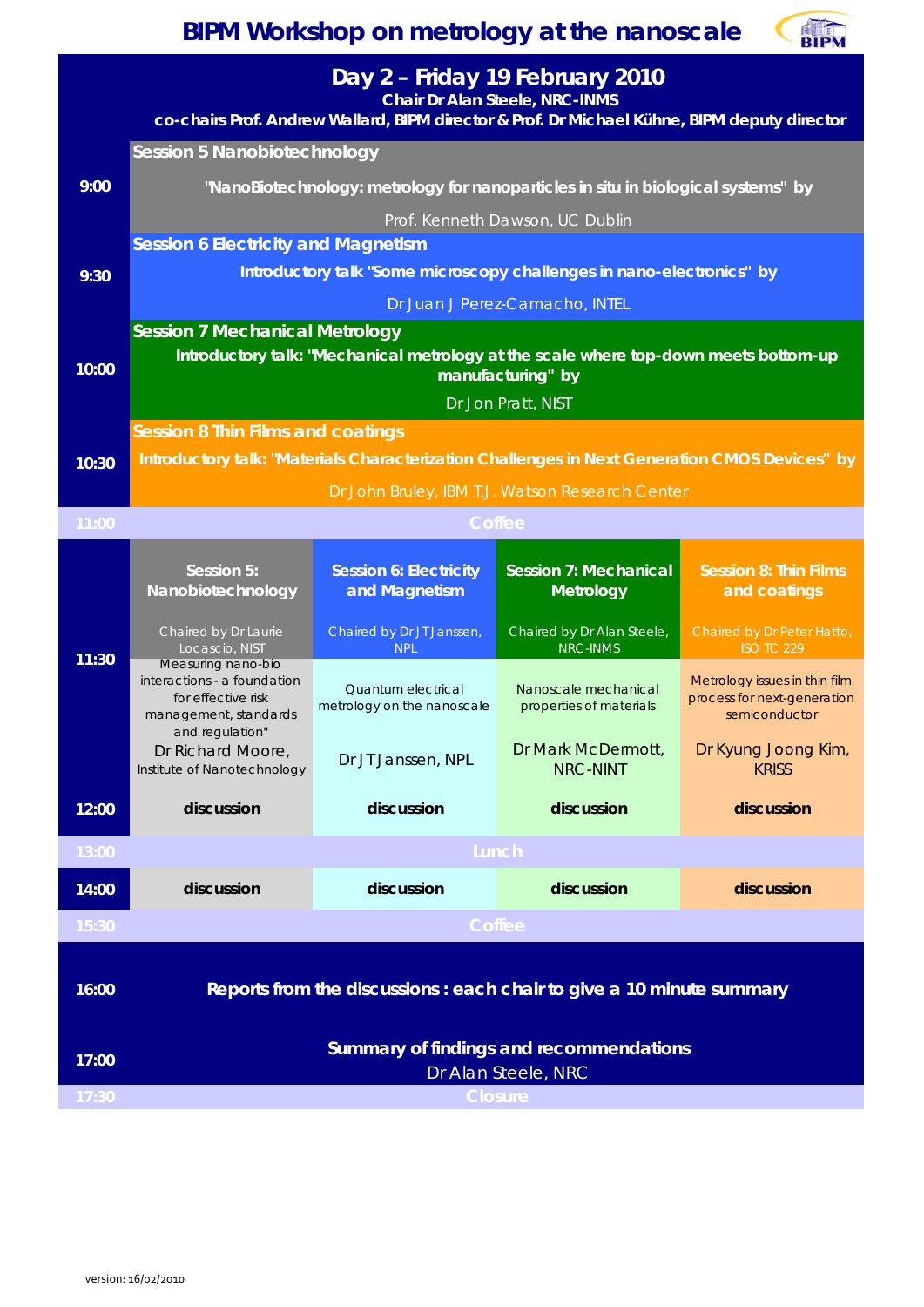# BIPM Workshop on metrology at the nanoscale

## Day 2 – Friday 19 February 2010

**Chair Dr Alan Steele, NRC-INMS**

**co-chairs Prof. Andrew Wallard, BIPM director & Prof. Dr Michael Kühne, BIPM deputy director**

| Time | | | | |
|---|---|---|---|---|
| 9:00 | **Session 5 Nanobiotechnology** "NanoBiotechnology: metrology for nanoparticles in situ in biological systems" by Prof. Kenneth Dawson, UC Dublin | | | |
| 9:30 | **Session 6 Electricity and Magnetism** Introductory talk "Some microscopy challenges in nano-electronics" by Dr Juan J Perez-Camacho, INTEL | | | |
| 10:00 | **Session 7 Mechanical Metrology** Introductory talk: "Mechanical metrology at the scale where top-down meets bottom-up manufacturing" by Dr Jon Pratt, NIST | | | |
| 10:30 | **Session 8 Thin Films and coatings** Introductory talk: "Materials Characterization Challenges in Next Generation CMOS Devices" by Dr John Bruley, IBM T.J. Watson Research Center | | | |
| 11:00 | Coffee | | | |
| 11:30 | **Session 5: Nanobiotechnology** Chaired by Dr Laurie Locascio, NIST | **Session 6: Electricity and Magnetism** Chaired by Dr J T Janssen, NPL | **Session 7: Mechanical Metrology** Chaired by Dr Alan Steele, NRC-INMS | **Session 8: Thin Films and coatings** Chaired by Dr Peter Hatto, ISO TC 229 |
| | Measuring nano-bio interactions - a foundation for effective risk management, standards and regulation" Dr Richard Moore, Institute of Nanotechnology | Quantum electrical metrology on the nanoscale Dr J T Janssen, NPL | Nanoscale mechanical properties of materials Dr Mark McDermott, NRC-NINT | Metrology issues in thin film process for next-generation semiconductor Dr Kyung Joong Kim, KRISS |
| 12:00 | discussion | discussion | discussion | discussion |
| 13:00 | Lunch | | | |
| 14:00 | discussion | discussion | discussion | discussion |
| 15:30 | Coffee | | | |
| 16:00 | **Reports from the discussions : each chair to give a 10 minute summary** | | | |
| 17:00 | **Summary of findings and recommendations** Dr Alan Steele, NRC | | | |
| 17:30 | Closure | | | |

version: 16/02/2010